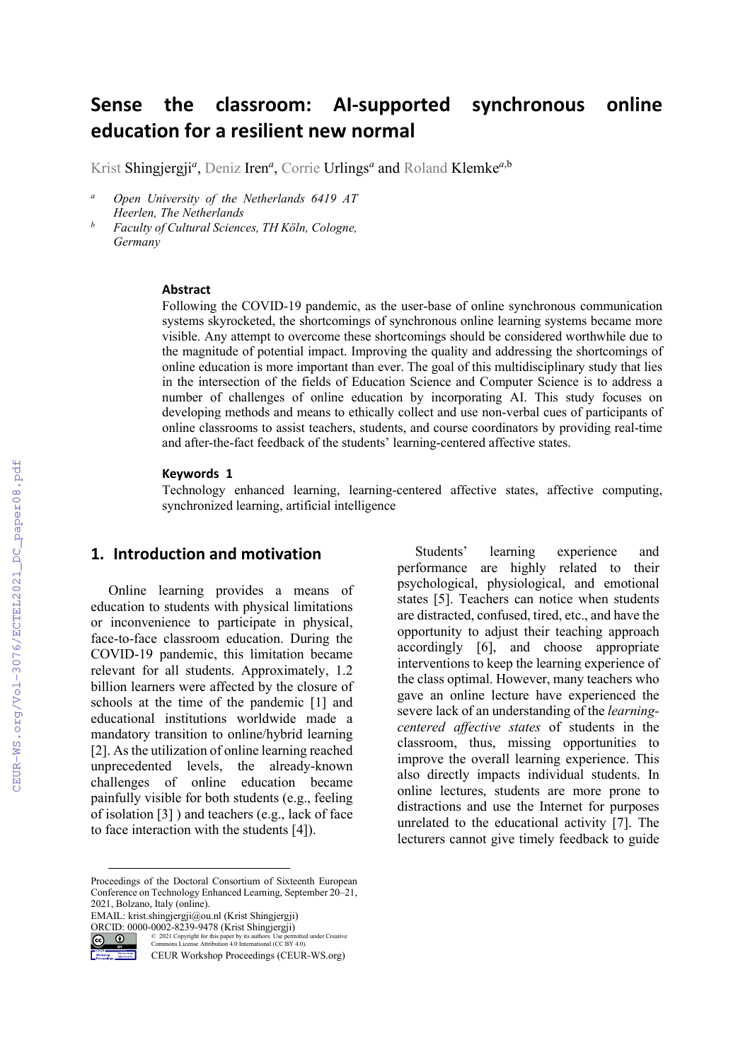# Sense the classroom: AI-supported synchronous online education for a resilient new normal

Krist Shingjergji[a], Deniz Iren[a], Corrie Urlings[a] and Roland Klemke[a,b]

[a] Open University of the Netherlands 6419 AT Heerlen, The Netherlands
[b] Faculty of Cultural Sciences, TH Köln, Cologne, Germany

### Abstract

Following the COVID-19 pandemic, as the user-base of online synchronous communication systems skyrocketed, the shortcomings of synchronous online learning systems became more visible. Any attempt to overcome these shortcomings should be considered worthwhile due to the magnitude of potential impact. Improving the quality and addressing the shortcomings of online education is more important than ever. The goal of this multidisciplinary study that lies in the intersection of the fields of Education Science and Computer Science is to address a number of challenges of online education by incorporating AI. This study focuses on developing methods and means to ethically collect and use non-verbal cues of participants of online classrooms to assist teachers, students, and course coordinators by providing real-time and after-the-fact feedback of the students' learning-centered affective states.

### Keywords [1]

Technology enhanced learning, learning-centered affective states, affective computing, synchronized learning, artificial intelligence

## 1. Introduction and motivation

Online learning provides a means of education to students with physical limitations or inconvenience to participate in physical, face-to-face classroom education. During the COVID-19 pandemic, this limitation became relevant for all students. Approximately, 1.2 billion learners were affected by the closure of schools at the time of the pandemic [1] and educational institutions worldwide made a mandatory transition to online/hybrid learning [2]. As the utilization of online learning reached unprecedented levels, the already-known challenges of online education became painfully visible for both students (e.g., feeling of isolation [3] ) and teachers (e.g., lack of face to face interaction with the students [4]).

Students' learning experience and performance are highly related to their psychological, physiological, and emotional states [5]. Teachers can notice when students are distracted, confused, tired, etc., and have the opportunity to adjust their teaching approach accordingly [6], and choose appropriate interventions to keep the learning experience of the class optimal. However, many teachers who gave an online lecture have experienced the severe lack of an understanding of the *learning-centered affective states* of students in the classroom, thus, missing opportunities to improve the overall learning experience. This also directly impacts individual students. In online lectures, students are more prone to distractions and use the Internet for purposes unrelated to the educational activity [7]. The lecturers cannot give timely feedback to guide

---

Proceedings of the Doctoral Consortium of Sixteenth European Conference on Technology Enhanced Learning, September 20–21, 2021, Bolzano, Italy (online).
EMAIL: krist.shingjergji@ou.nl (Krist Shingjergji)
ORCID: 0000-0002-8239-9478 (Krist Shingjergji)
© 2021 Copyright for this paper by its authors. Use permitted under Creative Commons License Attribution 4.0 International (CC BY 4.0).
CEUR Workshop Proceedings (CEUR-WS.org)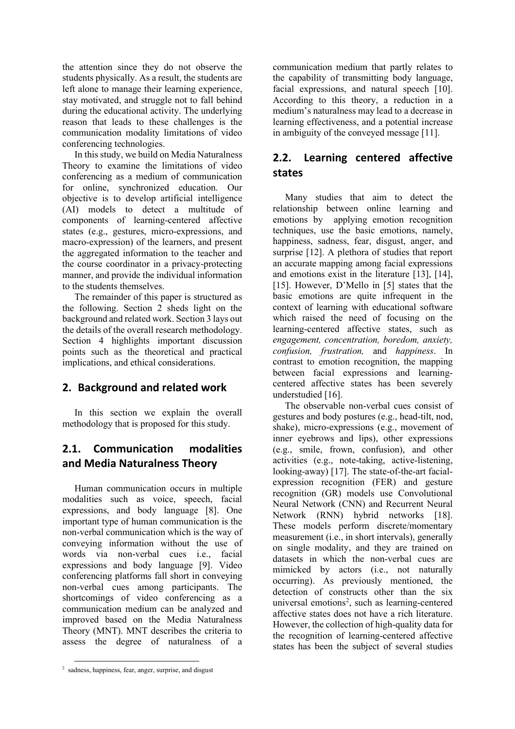the attention since they do not observe the students physically. As a result, the students are left alone to manage their learning experience, stay motivated, and struggle not to fall behind during the educational activity. The underlying reason that leads to these challenges is the communication modality limitations of video conferencing technologies.

In this study, we build on Media Naturalness Theory to examine the limitations of video conferencing as a medium of communication for online, synchronized education. Our objective is to develop artificial intelligence (AI) models to detect a multitude of components of learning-centered affective states (e.g., gestures, micro-expressions, and macro-expression) of the learners, and present the aggregated information to the teacher and the course coordinator in a privacy-protecting manner, and provide the individual information to the students themselves.

The remainder of this paper is structured as the following. Section 2 sheds light on the background and related work. Section 3 lays out the details of the overall research methodology. Section 4 highlights important discussion points such as the theoretical and practical implications, and ethical considerations.

## 2. Background and related work

In this section we explain the overall methodology that is proposed for this study.

### 2.1. Communication modalities and Media Naturalness Theory

Human communication occurs in multiple modalities such as voice, speech, facial expressions, and body language [8]. One important type of human communication is the non-verbal communication which is the way of conveying information without the use of words via non-verbal cues i.e., facial expressions and body language [9]. Video conferencing platforms fall short in conveying non-verbal cues among participants. The shortcomings of video conferencing as a communication medium can be analyzed and improved based on the Media Naturalness Theory (MNT). MNT describes the criteria to assess the degree of naturalness of a communication medium that partly relates to the capability of transmitting body language, facial expressions, and natural speech [10]. According to this theory, a reduction in a medium's naturalness may lead to a decrease in learning effectiveness, and a potential increase in ambiguity of the conveyed message [11].

### 2.2. Learning centered affective states

Many studies that aim to detect the relationship between online learning and emotions by applying emotion recognition techniques, use the basic emotions, namely, happiness, sadness, fear, disgust, anger, and surprise [12]. A plethora of studies that report an accurate mapping among facial expressions and emotions exist in the literature [13], [14], [15]. However, D'Mello in [5] states that the basic emotions are quite infrequent in the context of learning with educational software which raised the need of focusing on the learning-centered affective states, such as *engagement, concentration, boredom, anxiety, confusion, frustration,* and *happiness*. In contrast to emotion recognition, the mapping between facial expressions and learning-centered affective states has been severely understudied [16].

The observable non-verbal cues consist of gestures and body postures (e.g., head-tilt, nod, shake), micro-expressions (e.g., movement of inner eyebrows and lips), other expressions (e.g., smile, frown, confusion), and other activities (e.g., note-taking, active-listening, looking-away) [17]. The state-of-the-art facial-expression recognition (FER) and gesture recognition (GR) models use Convolutional Neural Network (CNN) and Recurrent Neural Network (RNN) hybrid networks [18]. These models perform discrete/momentary measurement (i.e., in short intervals), generally on single modality, and they are trained on datasets in which the non-verbal cues are mimicked by actors (i.e., not naturally occurring). As previously mentioned, the detection of constructs other than the six universal emotions[2], such as learning-centered affective states does not have a rich literature. However, the collection of high-quality data for the recognition of learning-centered affective states has been the subject of several studies

[2] sadness, happiness, fear, anger, surprise, and disgust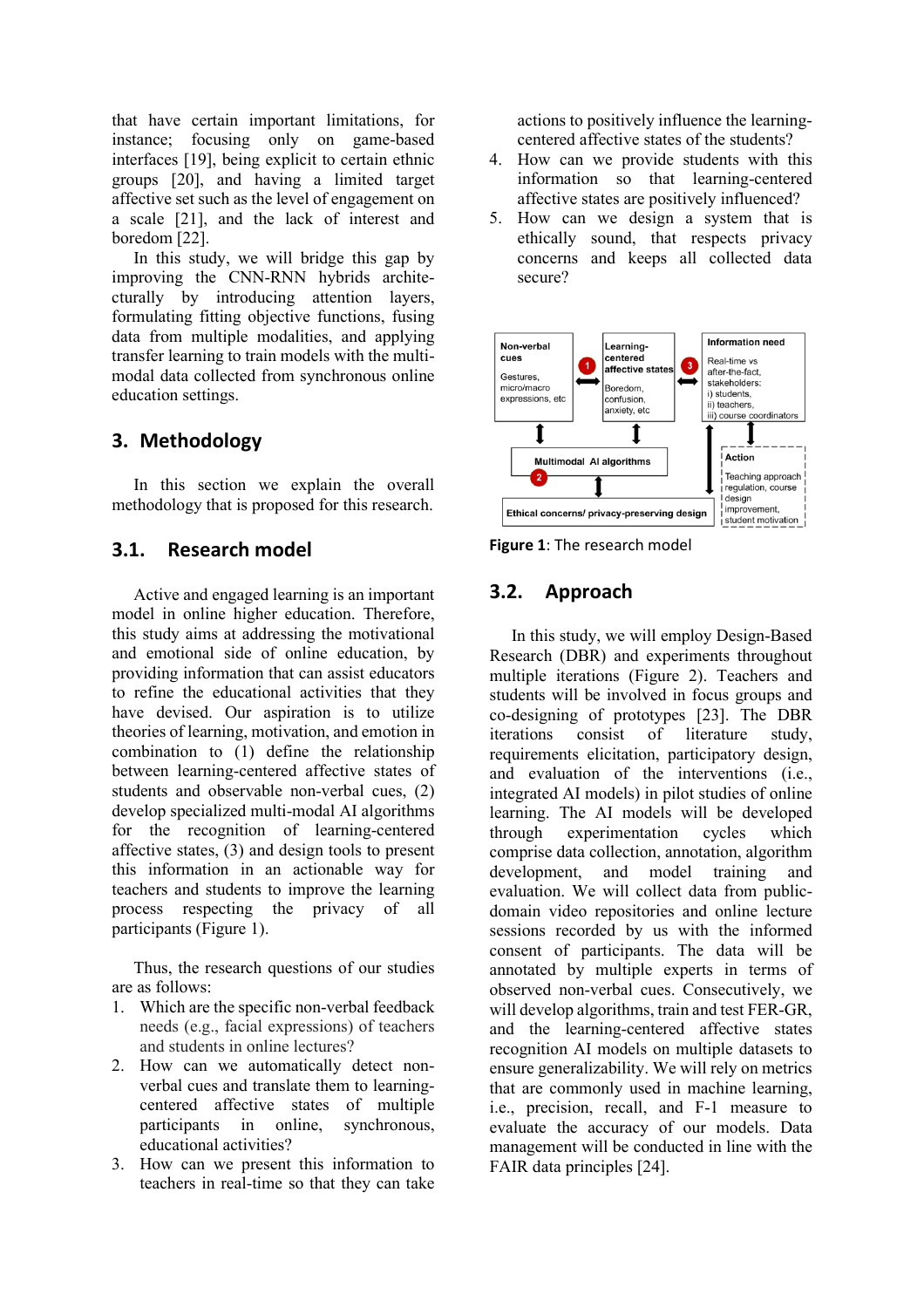that have certain important limitations, for instance; focusing only on game-based interfaces [19], being explicit to certain ethnic groups [20], and having a limited target affective set such as the level of engagement on a scale [21], and the lack of interest and boredom [22].

In this study, we will bridge this gap by improving the CNN-RNN hybrids architecturally by introducing attention layers, formulating fitting objective functions, fusing data from multiple modalities, and applying transfer learning to train models with the multimodal data collected from synchronous online education settings.

## 3. Methodology

In this section we explain the overall methodology that is proposed for this research.

### 3.1. Research model

Active and engaged learning is an important model in online higher education. Therefore, this study aims at addressing the motivational and emotional side of online education, by providing information that can assist educators to refine the educational activities that they have devised. Our aspiration is to utilize theories of learning, motivation, and emotion in combination to (1) define the relationship between learning-centered affective states of students and observable non-verbal cues, (2) develop specialized multi-modal AI algorithms for the recognition of learning-centered affective states, (3) and design tools to present this information in an actionable way for teachers and students to improve the learning process respecting the privacy of all participants (Figure 1).

Thus, the research questions of our studies are as follows:

1. Which are the specific non-verbal feedback needs (e.g., facial expressions) of teachers and students in online lectures?
2. How can we automatically detect non-verbal cues and translate them to learning-centered affective states of multiple participants in online, synchronous, educational activities?
3. How can we present this information to teachers in real-time so that they can take actions to positively influence the learning-centered affective states of the students?
4. How can we provide students with this information so that learning-centered affective states are positively influenced?
5. How can we design a system that is ethically sound, that respects privacy concerns and keeps all collected data secure?

**Figure 1**: The research model

### 3.2. Approach

In this study, we will employ Design-Based Research (DBR) and experiments throughout multiple iterations (Figure 2). Teachers and students will be involved in focus groups and co-designing of prototypes [23]. The DBR iterations consist of literature study, requirements elicitation, participatory design, and evaluation of the interventions (i.e., integrated AI models) in pilot studies of online learning. The AI models will be developed through experimentation cycles which comprise data collection, annotation, algorithm development, and model training and evaluation. We will collect data from public-domain video repositories and online lecture sessions recorded by us with the informed consent of participants. The data will be annotated by multiple experts in terms of observed non-verbal cues. Consecutively, we will develop algorithms, train and test FER-GR, and the learning-centered affective states recognition AI models on multiple datasets to ensure generalizability. We will rely on metrics that are commonly used in machine learning, i.e., precision, recall, and F-1 measure to evaluate the accuracy of our models. Data management will be conducted in line with the FAIR data principles [24].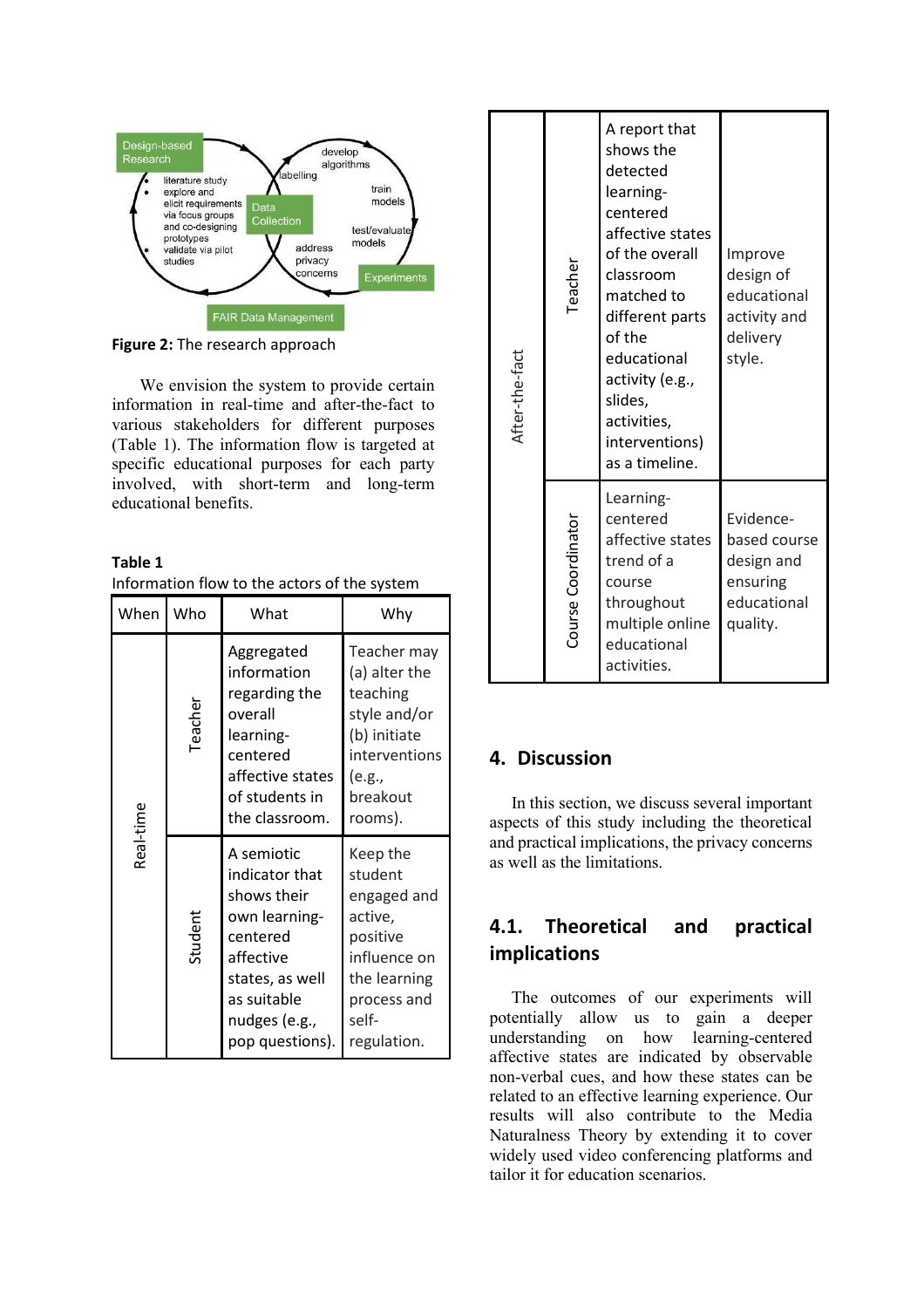Figure 2: The research approach

We envision the system to provide certain information in real-time and after-the-fact to various stakeholders for different purposes (Table 1). The information flow is targeted at specific educational purposes for each party involved, with short-term and long-term educational benefits.

**Table 1**
Information flow to the actors of the system

| When | Who | What | Why |
|---|---|---|---|
| Real-time | Teacher | Aggregated information regarding the overall learning-centered affective states of students in the classroom. | Teacher may (a) alter the teaching style and/or (b) initiate interventions (e.g., breakout rooms). |
| | Student | A semiotic indicator that shows their own learning-centered affective states, as well as suitable nudges (e.g., pop questions). | Keep the student engaged and active, positive influence on the learning process and self-regulation. |
| After-the-fact | Teacher | A report that shows the detected learning-centered affective states of the overall classroom matched to different parts of the educational activity (e.g., slides, activities, interventions) as a timeline. | Improve design of educational activity and delivery style. |
| | Course Coordinator | Learning-centered affective states trend of a course throughout multiple online educational activities. | Evidence-based course design and ensuring educational quality. |

## 4. Discussion

In this section, we discuss several important aspects of this study including the theoretical and practical implications, the privacy concerns as well as the limitations.

### 4.1. Theoretical and practical implications

The outcomes of our experiments will potentially allow us to gain a deeper understanding on how learning-centered affective states are indicated by observable non-verbal cues, and how these states can be related to an effective learning experience. Our results will also contribute to the Media Naturalness Theory by extending it to cover widely used video conferencing platforms and tailor it for education scenarios.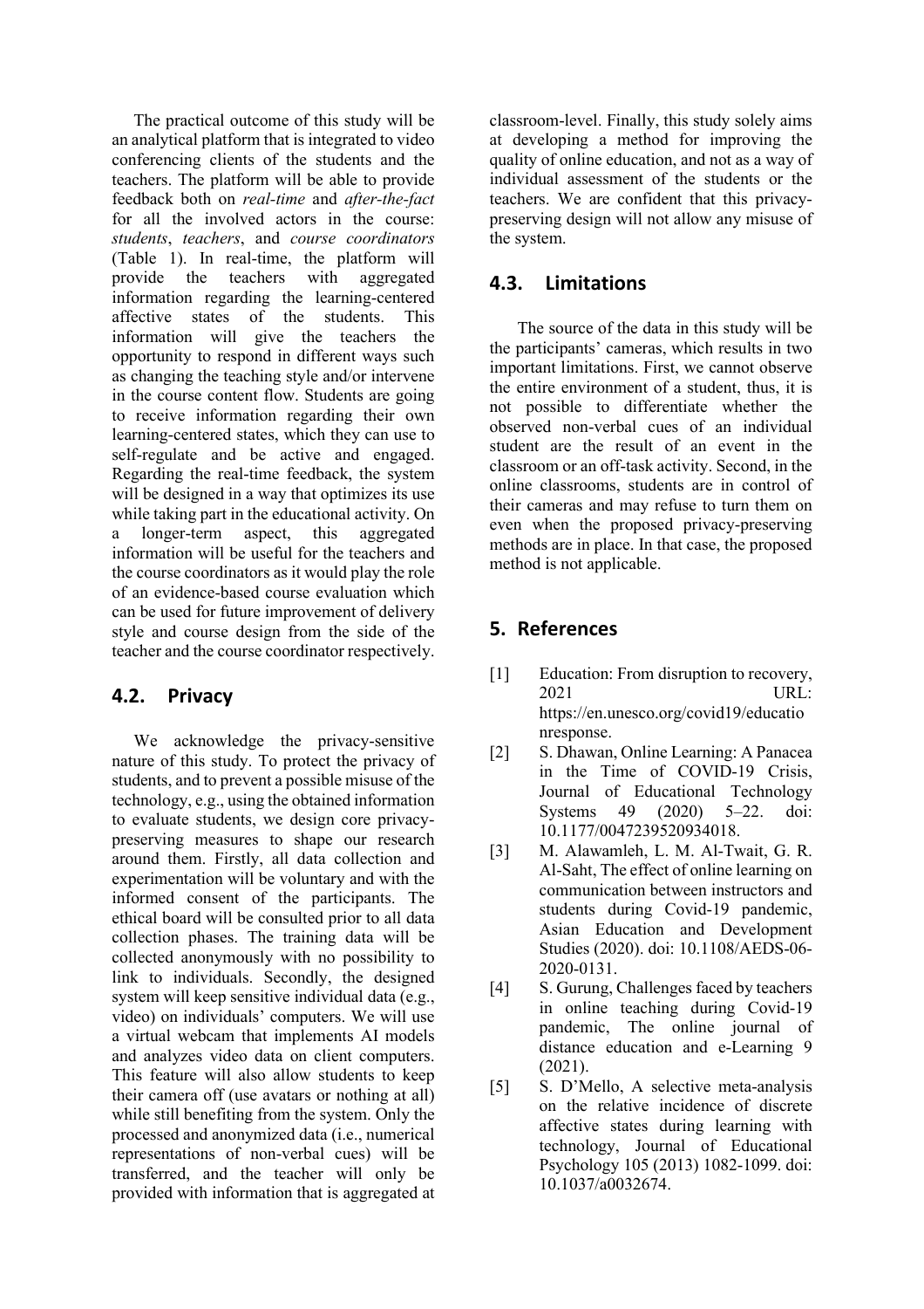The practical outcome of this study will be an analytical platform that is integrated to video conferencing clients of the students and the teachers. The platform will be able to provide feedback both on *real-time* and *after-the-fact* for all the involved actors in the course: *students*, *teachers*, and *course coordinators* (Table 1). In real-time, the platform will provide the teachers with aggregated information regarding the learning-centered affective states of the students. This information will give the teachers the opportunity to respond in different ways such as changing the teaching style and/or intervene in the course content flow. Students are going to receive information regarding their own learning-centered states, which they can use to self-regulate and be active and engaged. Regarding the real-time feedback, the system will be designed in a way that optimizes its use while taking part in the educational activity. On a longer-term aspect, this aggregated information will be useful for the teachers and the course coordinators as it would play the role of an evidence-based course evaluation which can be used for future improvement of delivery style and course design from the side of the teacher and the course coordinator respectively.

## 4.2. Privacy

We acknowledge the privacy-sensitive nature of this study. To protect the privacy of students, and to prevent a possible misuse of the technology, e.g., using the obtained information to evaluate students, we design core privacy-preserving measures to shape our research around them. Firstly, all data collection and experimentation will be voluntary and with the informed consent of the participants. The ethical board will be consulted prior to all data collection phases. The training data will be collected anonymously with no possibility to link to individuals. Secondly, the designed system will keep sensitive individual data (e.g., video) on individuals' computers. We will use a virtual webcam that implements AI models and analyzes video data on client computers. This feature will also allow students to keep their camera off (use avatars or nothing at all) while still benefiting from the system. Only the processed and anonymized data (i.e., numerical representations of non-verbal cues) will be transferred, and the teacher will only be provided with information that is aggregated at classroom-level. Finally, this study solely aims at developing a method for improving the quality of online education, and not as a way of individual assessment of the students or the teachers. We are confident that this privacy-preserving design will not allow any misuse of the system.

## 4.3. Limitations

The source of the data in this study will be the participants' cameras, which results in two important limitations. First, we cannot observe the entire environment of a student, thus, it is not possible to differentiate whether the observed non-verbal cues of an individual student are the result of an event in the classroom or an off-task activity. Second, in the online classrooms, students are in control of their cameras and may refuse to turn them on even when the proposed privacy-preserving methods are in place. In that case, the proposed method is not applicable.

# 5. References

[1] Education: From disruption to recovery, 2021 URL: https://en.unesco.org/covid19/educationresponse.

[2] S. Dhawan, Online Learning: A Panacea in the Time of COVID-19 Crisis, Journal of Educational Technology Systems 49 (2020) 5–22. doi: 10.1177/0047239520934018.

[3] M. Alawamleh, L. M. Al-Twait, G. R. Al-Saht, The effect of online learning on communication between instructors and students during Covid-19 pandemic, Asian Education and Development Studies (2020). doi: 10.1108/AEDS-06-2020-0131.

[4] S. Gurung, Challenges faced by teachers in online teaching during Covid-19 pandemic, The online journal of distance education and e-Learning 9 (2021).

[5] S. D'Mello, A selective meta-analysis on the relative incidence of discrete affective states during learning with technology, Journal of Educational Psychology 105 (2013) 1082-1099. doi: 10.1037/a0032674.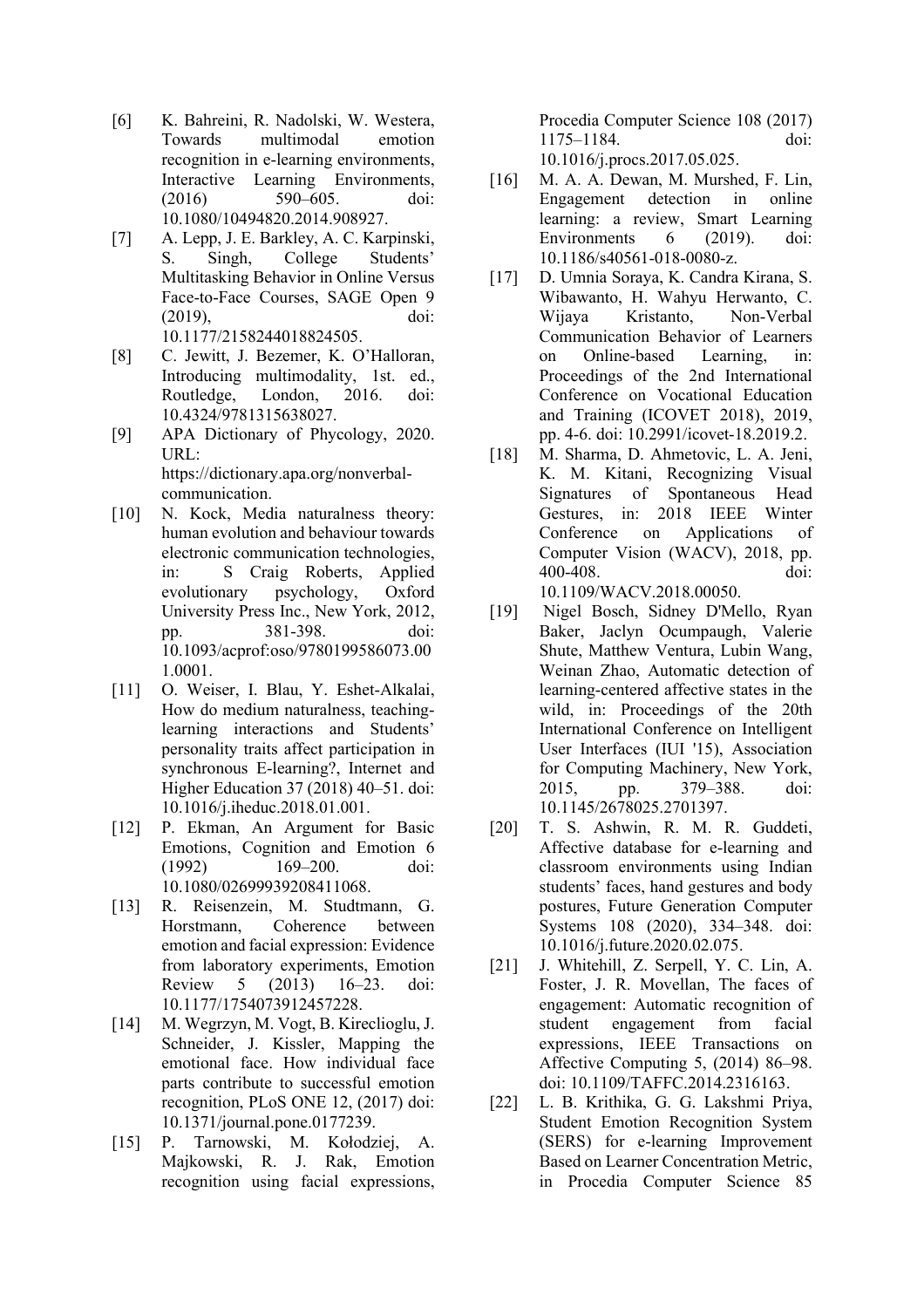[6] K. Bahreini, R. Nadolski, W. Westera, Towards multimodal emotion recognition in e-learning environments, Interactive Learning Environments, (2016) 590–605. doi: 10.1080/10494820.2014.908927.

[7] A. Lepp, J. E. Barkley, A. C. Karpinski, S. Singh, College Students' Multitasking Behavior in Online Versus Face-to-Face Courses, SAGE Open 9 (2019), doi: 10.1177/2158244018824505.

[8] C. Jewitt, J. Bezemer, K. O'Halloran, Introducing multimodality, 1st. ed., Routledge, London, 2016. doi: 10.4324/9781315638027.

[9] APA Dictionary of Phycology, 2020. URL: https://dictionary.apa.org/nonverbal-communication.

[10] N. Kock, Media naturalness theory: human evolution and behaviour towards electronic communication technologies, in: S Craig Roberts, Applied evolutionary psychology, Oxford University Press Inc., New York, 2012, pp. 381-398. doi: 10.1093/acprof:oso/9780199586073.001.0001.

[11] O. Weiser, I. Blau, Y. Eshet-Alkalai, How do medium naturalness, teaching-learning interactions and Students' personality traits affect participation in synchronous E-learning?, Internet and Higher Education 37 (2018) 40–51. doi: 10.1016/j.iheduc.2018.01.001.

[12] P. Ekman, An Argument for Basic Emotions, Cognition and Emotion 6 (1992) 169–200. doi: 10.1080/02699939208411068.

[13] R. Reisenzein, M. Studtmann, G. Horstmann, Coherence between emotion and facial expression: Evidence from laboratory experiments, Emotion Review 5 (2013) 16–23. doi: 10.1177/1754073912457228.

[14] M. Wegrzyn, M. Vogt, B. Kireclioglu, J. Schneider, J. Kissler, Mapping the emotional face. How individual face parts contribute to successful emotion recognition, PLoS ONE 12, (2017) doi: 10.1371/journal.pone.0177239.

[15] P. Tarnowski, M. Kołodziej, A. Majkowski, R. J. Rak, Emotion recognition using facial expressions, Procedia Computer Science 108 (2017) 1175–1184. doi: 10.1016/j.procs.2017.05.025.

[16] M. A. A. Dewan, M. Murshed, F. Lin, Engagement detection in online learning: a review, Smart Learning Environments 6 (2019). doi: 10.1186/s40561-018-0080-z.

[17] D. Umnia Soraya, K. Candra Kirana, S. Wibawanto, H. Wahyu Herwanto, C. Wijaya Kristanto, Non-Verbal Communication Behavior of Learners on Online-based Learning, in: Proceedings of the 2nd International Conference on Vocational Education and Training (ICOVET 2018), 2019, pp. 4-6. doi: 10.2991/icovet-18.2019.2.

[18] M. Sharma, D. Ahmetovic, L. A. Jeni, K. M. Kitani, Recognizing Visual Signatures of Spontaneous Head Gestures, in: 2018 IEEE Winter Conference on Applications of Computer Vision (WACV), 2018, pp. 400-408. doi: 10.1109/WACV.2018.00050.

[19] Nigel Bosch, Sidney D'Mello, Ryan Baker, Jaclyn Ocumpaugh, Valerie Shute, Matthew Ventura, Lubin Wang, Weinan Zhao, Automatic detection of learning-centered affective states in the wild, in: Proceedings of the 20th International Conference on Intelligent User Interfaces (IUI '15), Association for Computing Machinery, New York, 2015, pp. 379–388. doi: 10.1145/2678025.2701397.

[20] T. S. Ashwin, R. M. R. Guddeti, Affective database for e-learning and classroom environments using Indian students' faces, hand gestures and body postures, Future Generation Computer Systems 108 (2020), 334–348. doi: 10.1016/j.future.2020.02.075.

[21] J. Whitehill, Z. Serpell, Y. C. Lin, A. Foster, J. R. Movellan, The faces of engagement: Automatic recognition of student engagement from facial expressions, IEEE Transactions on Affective Computing 5, (2014) 86–98. doi: 10.1109/TAFFC.2014.2316163.

[22] L. B. Krithika, G. G. Lakshmi Priya, Student Emotion Recognition System (SERS) for e-learning Improvement Based on Learner Concentration Metric, in Procedia Computer Science 85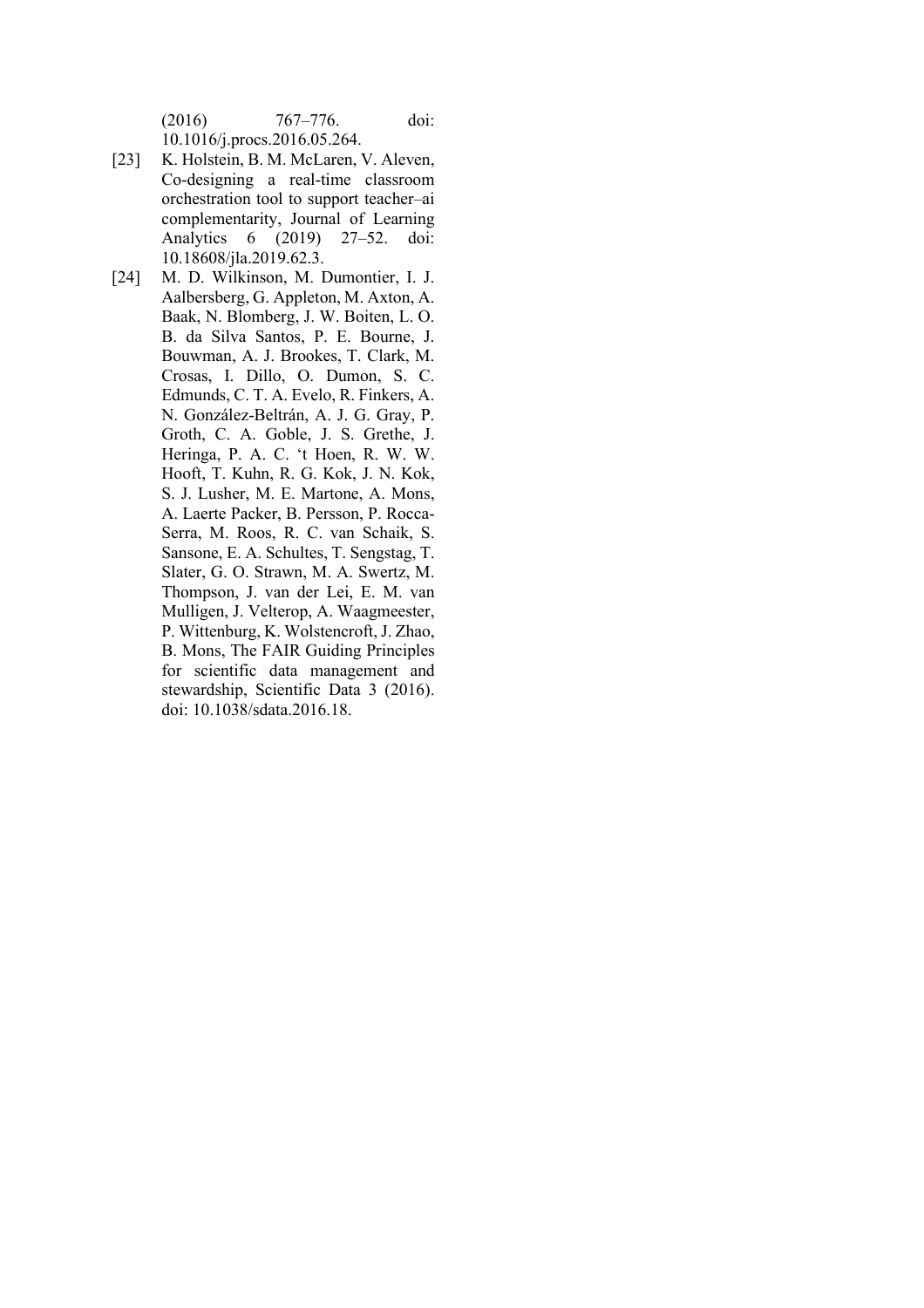(2016) 767–776. doi: 10.1016/j.procs.2016.05.264.

[23] K. Holstein, B. M. McLaren, V. Aleven, Co-designing a real-time classroom orchestration tool to support teacher–ai complementarity, Journal of Learning Analytics 6 (2019) 27–52. doi: 10.18608/jla.2019.62.3.

[24] M. D. Wilkinson, M. Dumontier, I. J. Aalbersberg, G. Appleton, M. Axton, A. Baak, N. Blomberg, J. W. Boiten, L. O. B. da Silva Santos, P. E. Bourne, J. Bouwman, A. J. Brookes, T. Clark, M. Crosas, I. Dillo, O. Dumon, S. C. Edmunds, C. T. A. Evelo, R. Finkers, A. N. González-Beltrán, A. J. G. Gray, P. Groth, C. A. Goble, J. S. Grethe, J. Heringa, P. A. C. 't Hoen, R. W. W. Hooft, T. Kuhn, R. G. Kok, J. N. Kok, S. J. Lusher, M. E. Martone, A. Mons, A. Laerte Packer, B. Persson, P. Rocca-Serra, M. Roos, R. C. van Schaik, S. Sansone, E. A. Schultes, T. Sengstag, T. Slater, G. O. Strawn, M. A. Swertz, M. Thompson, J. van der Lei, E. M. van Mulligen, J. Velterop, A. Waagmeester, P. Wittenburg, K. Wolstencroft, J. Zhao, B. Mons, The FAIR Guiding Principles for scientific data management and stewardship, Scientific Data 3 (2016). doi: 10.1038/sdata.2016.18.